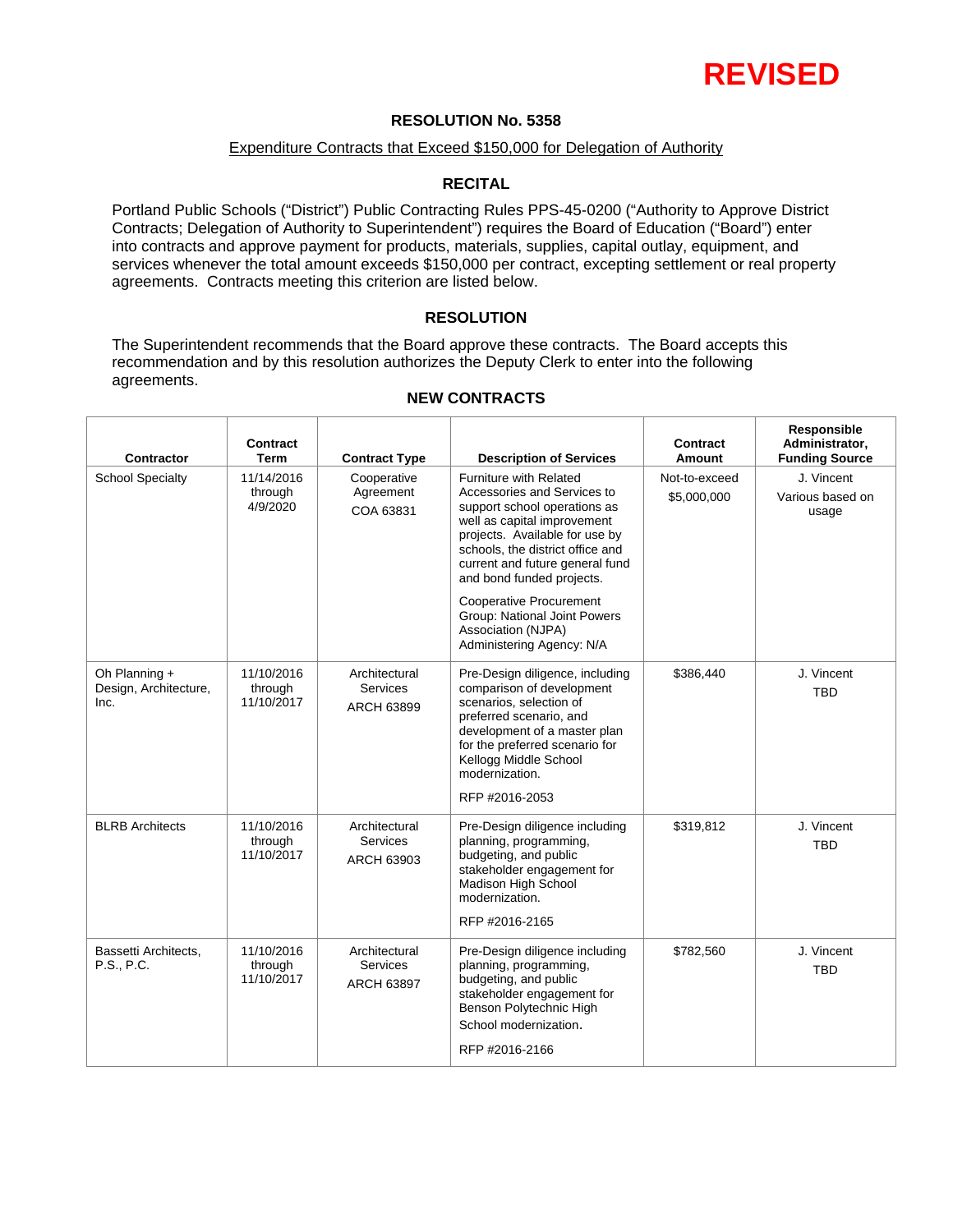**REVISED**

# RESOLUTION No. 5358

Expenditure Contracts that Exceed $150,000 for Delegation of Authority

## RECITAL

Portland Public Schools ("District") Public Contracting Rules PPS-45-0200 ("Authority to Approve District Contracts; Delegation of Authority to Superintendent") requires the Board of Education ("Board") enter into contracts and approve payment for products, materials, supplies, capital outlay, equipment, and services whenever the total amount exceeds $150,000 per contract, excepting settlement or real property agreements. Contracts meeting this criterion are listed below.

## RESOLUTION

The Superintendent recommends that the Board approve these contracts. The Board accepts this recommendation and by this resolution authorizes the Deputy Clerk to enter into the following agreements.

### NEW CONTRACTS

| Contractor | Contract Term | Contract Type | Description of Services | Contract Amount | Responsible Administrator, Funding Source |
|---|---|---|---|---|---|
| School Specialty | 11/14/2016 through 4/9/2020 | Cooperative Agreement COA 63831 | Furniture with Related Accessories to support school operations as well as capital improvement projects. Available for use by schools, the district office and current and future general fund and bond funded projects. Cooperative Procurement Group: National Joint Powers Association (NJPA) Administering Agency: N/A | Not-to-exceed $5,000,000 | J. Vincent Various based on usage |
| Oh Planning + Design, Architecture, Inc. | 11/10/2016 through 11/10/2017 | Architectural Services ARCH 63899 | Pre-Design diligence, including comparison of development scenarios, selection of preferred scenario, and development of a master plan for the preferred scenario for Kellogg Middle School modernization. RFP #2016-2053 | $386,440 | J. Vincent TBD |
| BLRB Architects | 11/10/2016 through 11/10/2017 | Architectural Services ARCH 63903 | Pre-Design diligence including planning, programming, budgeting, and public stakeholder engagement for Madison High School modernization. RFP #2016-2165 | $319,812 | J. Vincent TBD |
| Bassetti Architects, P.S., P.C. | 11/10/2016 through 11/10/2017 | Architectural Services ARCH 63897 | Pre-Design diligence including planning, programming, budgeting, and public stakeholder engagement for Benson Polytechnic High School modernization. RFP #2016-2166 | $782,560 | J. Vincent TBD |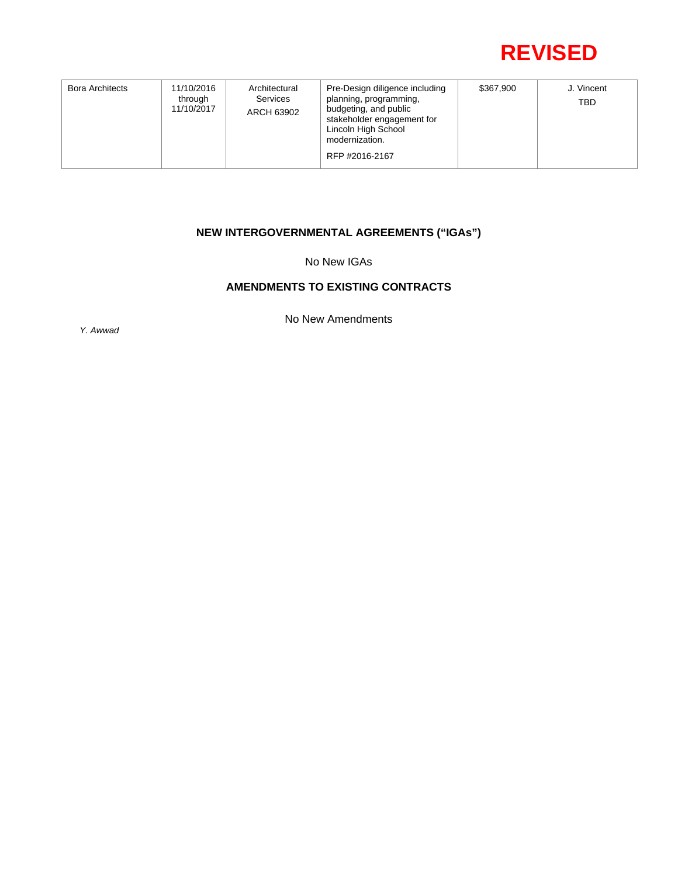**REVISED**

| | | | | | |
|---|---|---|---|---|---|
| Bora Architects | 11/10/2016 through 11/10/2017 | Architectural Services ARCH 63902 | Pre-Design diligence including planning, programming, budgeting, and public stakeholder engagement for Lincoln High School modernization. RFP #2016-2167 | $367,900 | J. Vincent TBD |

## NEW INTERGOVERNMENTAL AGREEMENTS ("IGAs")

No New IGAs

## AMENDMENTS TO EXISTING CONTRACTS

No New Amendments

*Y. Awwad*